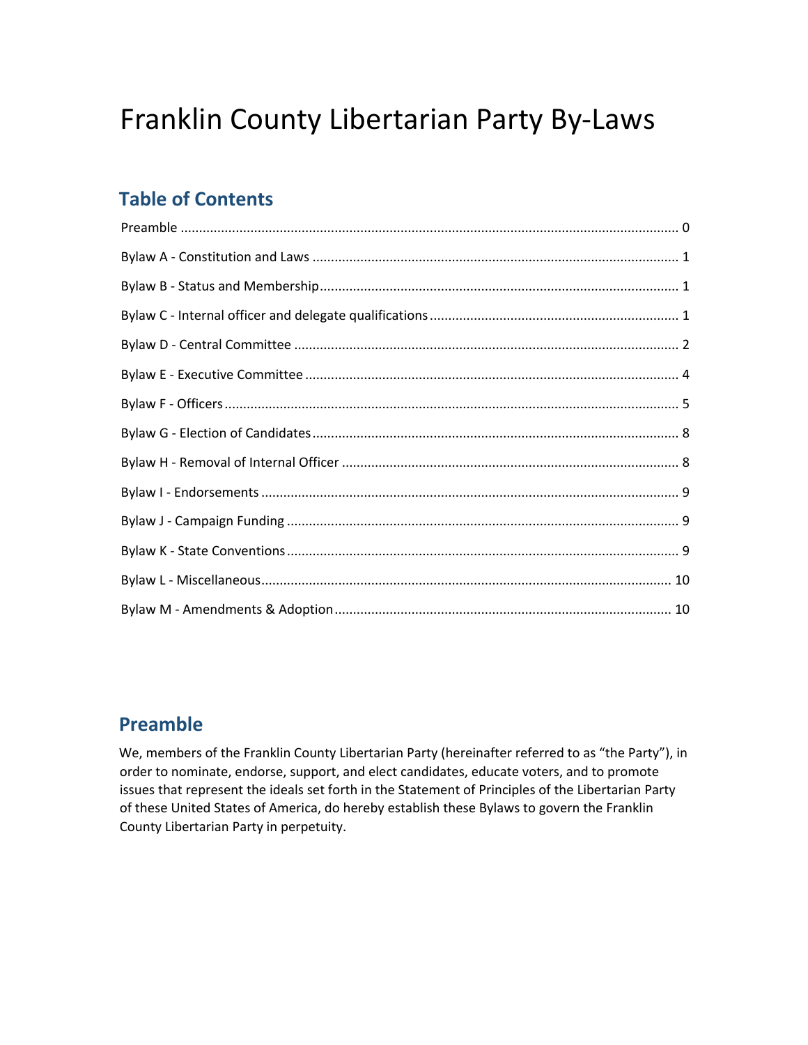# Franklin County Libertarian Party By-Laws

## Table of Contents

Preamble ........................................................................................................................................ 0

Bylaw A - Constitution and Laws .................................................................................................... 1

Bylaw B - Status and Membership.................................................................................................. 1

Bylaw C - Internal officer and delegate qualifications .................................................................... 1

Bylaw D - Central Committee ......................................................................................................... 2

Bylaw E - Executive Committee ...................................................................................................... 4

Bylaw F - Officers ............................................................................................................................ 5

Bylaw G - Election of Candidates .................................................................................................... 8

Bylaw H - Removal of Internal Officer ............................................................................................ 8

Bylaw I - Endorsements .................................................................................................................. 9

Bylaw J - Campaign Funding ........................................................................................................... 9

Bylaw K - State Conventions ........................................................................................................... 9

Bylaw L - Miscellaneous................................................................................................................. 10

Bylaw M - Amendments & Adoption............................................................................................. 10

## Preamble

We, members of the Franklin County Libertarian Party (hereinafter referred to as "the Party"), in order to nominate, endorse, support, and elect candidates, educate voters, and to promote issues that represent the ideals set forth in the Statement of Principles of the Libertarian Party of these United States of America, do hereby establish these Bylaws to govern the Franklin County Libertarian Party in perpetuity.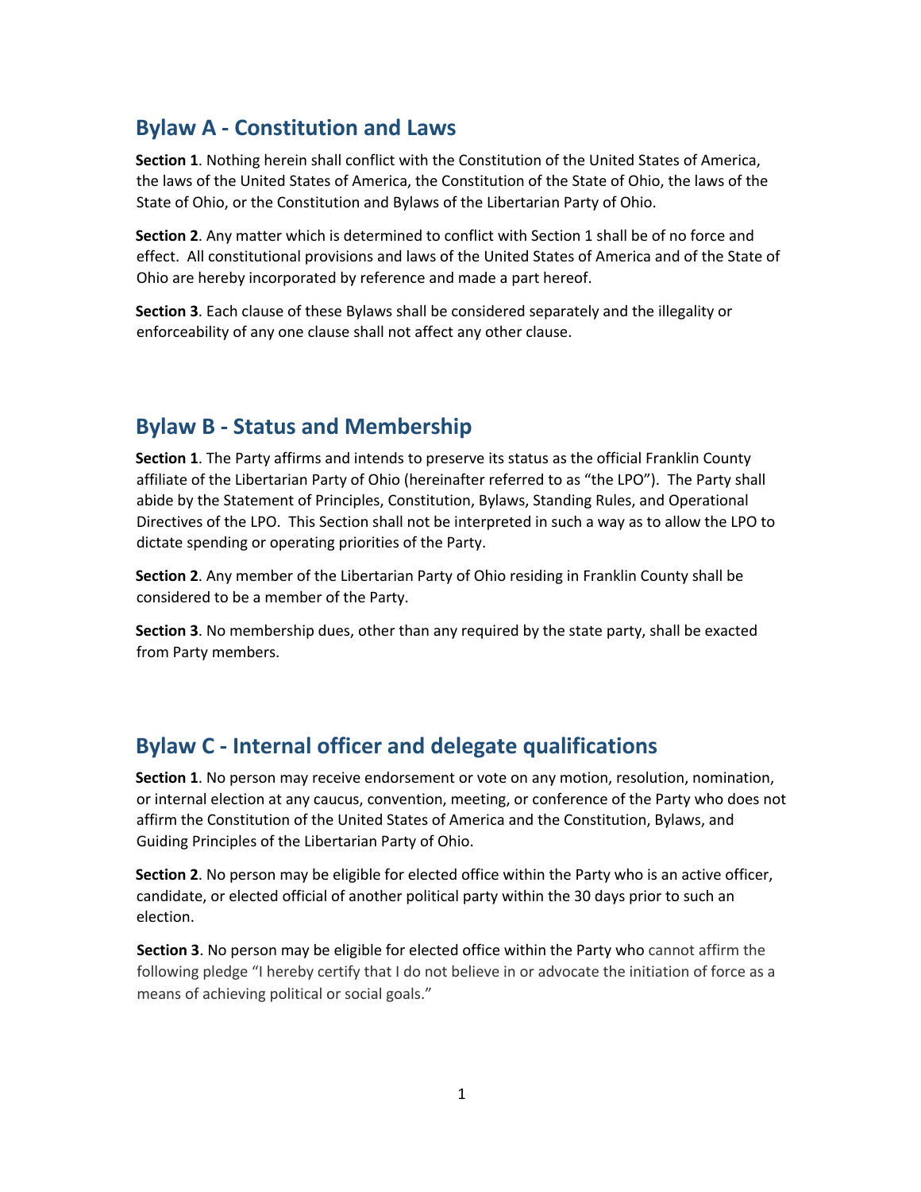## Bylaw A - Constitution and Laws

**Section 1**. Nothing herein shall conflict with the Constitution of the United States of America, the laws of the United States of America, the Constitution of the State of Ohio, the laws of the State of Ohio, or the Constitution and Bylaws of the Libertarian Party of Ohio.

**Section 2**. Any matter which is determined to conflict with Section 1 shall be of no force and effect. All constitutional provisions and laws of the United States of America and of the State of Ohio are hereby incorporated by reference and made a part hereof.

**Section 3**. Each clause of these Bylaws shall be considered separately and the illegality or enforceability of any one clause shall not affect any other clause.

## Bylaw B - Status and Membership

**Section 1**. The Party affirms and intends to preserve its status as the official Franklin County affiliate of the Libertarian Party of Ohio (hereinafter referred to as "the LPO"). The Party shall abide by the Statement of Principles, Constitution, Bylaws, Standing Rules, and Operational Directives of the LPO. This Section shall not be interpreted in such a way as to allow the LPO to dictate spending or operating priorities of the Party.

**Section 2**. Any member of the Libertarian Party of Ohio residing in Franklin County shall be considered to be a member of the Party.

**Section 3**. No membership dues, other than any required by the state party, shall be exacted from Party members.

## Bylaw C - Internal officer and delegate qualifications

**Section 1**. No person may receive endorsement or vote on any motion, resolution, nomination, or internal election at any caucus, convention, meeting, or conference of the Party who does not affirm the Constitution of the United States of America and the Constitution, Bylaws, and Guiding Principles of the Libertarian Party of Ohio.

**Section 2**. No person may be eligible for elected office within the Party who is an active officer, candidate, or elected official of another political party within the 30 days prior to such an election.

**Section 3**. No person may be eligible for elected office within the Party who cannot affirm the following pledge "I hereby certify that I do not believe in or advocate the initiation of force as a means of achieving political or social goals."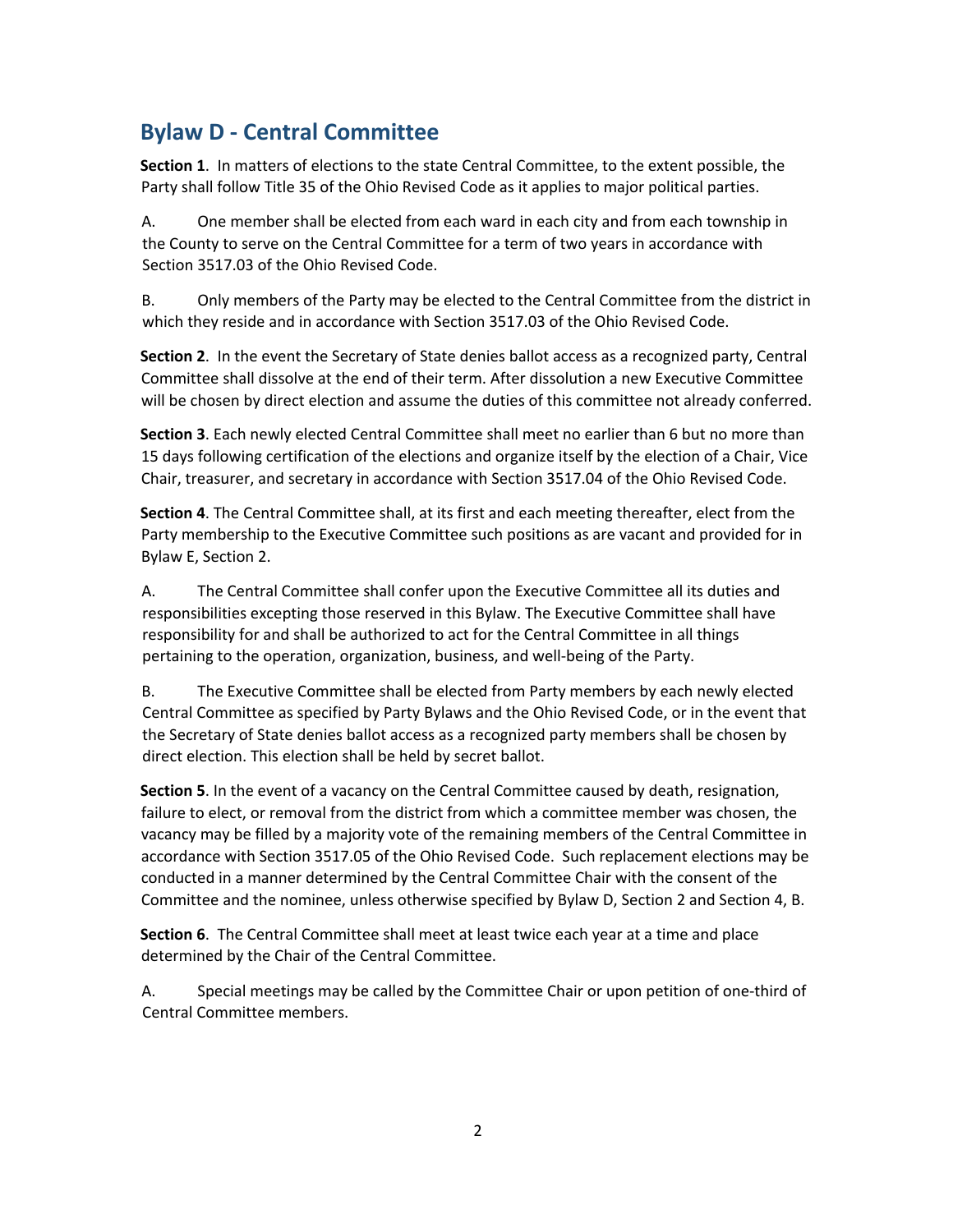## Bylaw D - Central Committee

**Section 1**. In matters of elections to the state Central Committee, to the extent possible, the Party shall follow Title 35 of the Ohio Revised Code as it applies to major political parties.

A. One member shall be elected from each ward in each city and from each township in the County to serve on the Central Committee for a term of two years in accordance with Section 3517.03 of the Ohio Revised Code.

B. Only members of the Party may be elected to the Central Committee from the district in which they reside and in accordance with Section 3517.03 of the Ohio Revised Code.

**Section 2**. In the event the Secretary of State denies ballot access as a recognized party, Central Committee shall dissolve at the end of their term. After dissolution a new Executive Committee will be chosen by direct election and assume the duties of this committee not already conferred.

**Section 3**. Each newly elected Central Committee shall meet no earlier than 6 but no more than 15 days following certification of the elections and organize itself by the election of a Chair, Vice Chair, treasurer, and secretary in accordance with Section 3517.04 of the Ohio Revised Code.

**Section 4**. The Central Committee shall, at its first and each meeting thereafter, elect from the Party membership to the Executive Committee such positions as are vacant and provided for in Bylaw E, Section 2.

A. The Central Committee shall confer upon the Executive Committee all its duties and responsibilities excepting those reserved in this Bylaw. The Executive Committee shall have responsibility for and shall be authorized to act for the Central Committee in all things pertaining to the operation, organization, business, and well-being of the Party.

B. The Executive Committee shall be elected from Party members by each newly elected Central Committee as specified by Party Bylaws and the Ohio Revised Code, or in the event that the Secretary of State denies ballot access as a recognized party members shall be chosen by direct election. This election shall be held by secret ballot.

**Section 5**. In the event of a vacancy on the Central Committee caused by death, resignation, failure to elect, or removal from the district from which a committee member was chosen, the vacancy may be filled by a majority vote of the remaining members of the Central Committee in accordance with Section 3517.05 of the Ohio Revised Code. Such replacement elections may be conducted in a manner determined by the Central Committee Chair with the consent of the Committee and the nominee, unless otherwise specified by Bylaw D, Section 2 and Section 4, B.

**Section 6**. The Central Committee shall meet at least twice each year at a time and place determined by the Chair of the Central Committee.

A. Special meetings may be called by the Committee Chair or upon petition of one-third of Central Committee members.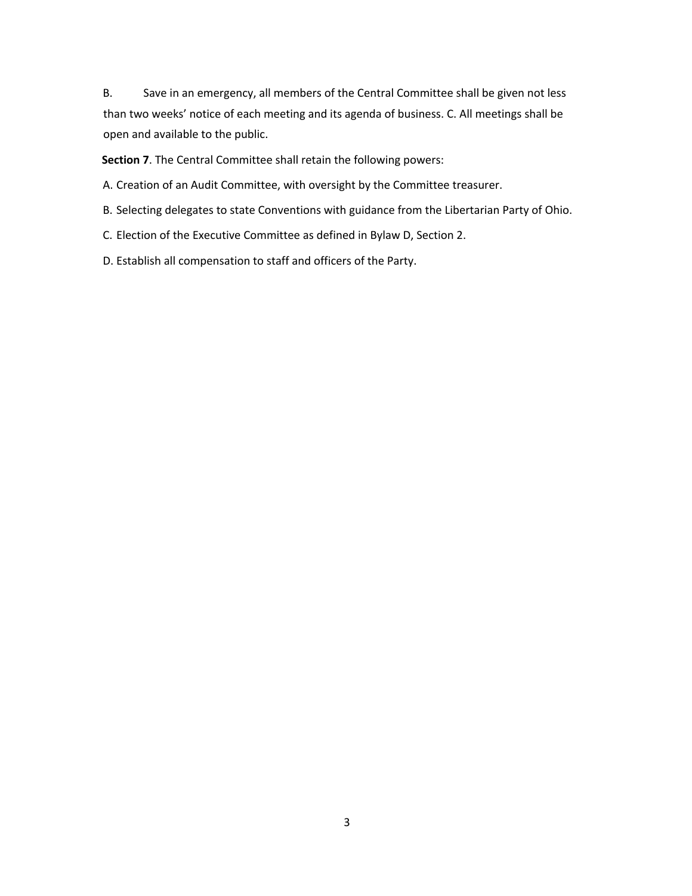B. Save in an emergency, all members of the Central Committee shall be given not less than two weeks' notice of each meeting and its agenda of business. C. All meetings shall be open and available to the public.

**Section 7**. The Central Committee shall retain the following powers:

A. Creation of an Audit Committee, with oversight by the Committee treasurer.

B. Selecting delegates to state Conventions with guidance from the Libertarian Party of Ohio.

C. Election of the Executive Committee as defined in Bylaw D, Section 2.

D. Establish all compensation to staff and officers of the Party.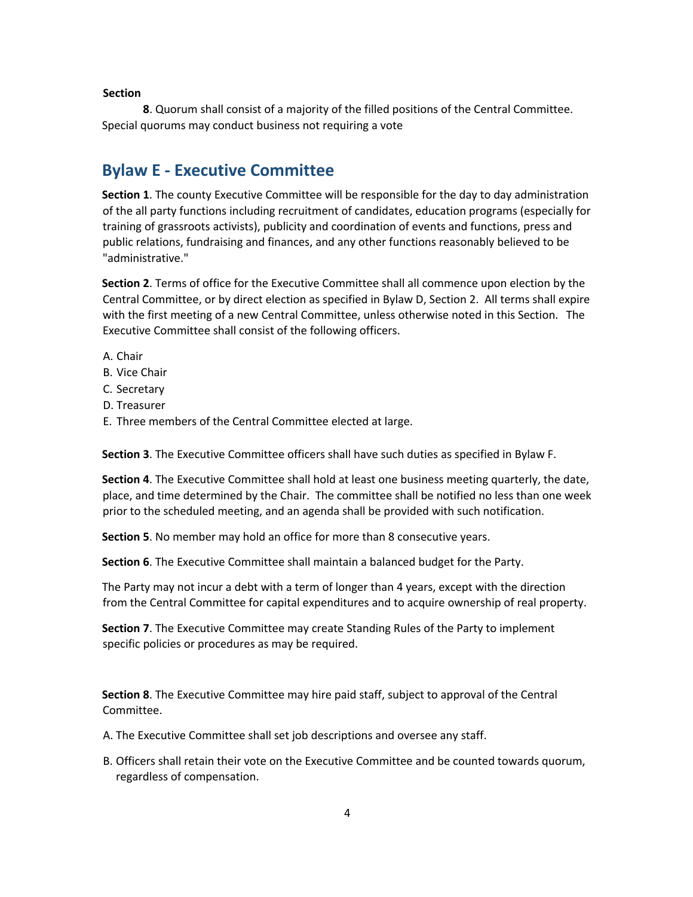**Section**

**8**. Quorum shall consist of a majority of the filled positions of the Central Committee. Special quorums may conduct business not requiring a vote

## Bylaw E - Executive Committee

**Section 1**. The county Executive Committee will be responsible for the day to day administration of the all party functions including recruitment of candidates, education programs (especially for training of grassroots activists), publicity and coordination of events and functions, press and public relations, fundraising and finances, and any other functions reasonably believed to be "administrative."

**Section 2**. Terms of office for the Executive Committee shall all commence upon election by the Central Committee, or by direct election as specified in Bylaw D, Section 2. All terms shall expire with the first meeting of a new Central Committee, unless otherwise noted in this Section. The Executive Committee shall consist of the following officers.

A. Chair
B. Vice Chair
C. Secretary
D. Treasurer
E. Three members of the Central Committee elected at large.

**Section 3**. The Executive Committee officers shall have such duties as specified in Bylaw F.

**Section 4**. The Executive Committee shall hold at least one business meeting quarterly, the date, place, and time determined by the Chair. The committee shall be notified no less than one week prior to the scheduled meeting, and an agenda shall be provided with such notification.

**Section 5**. No member may hold an office for more than 8 consecutive years.

**Section 6**. The Executive Committee shall maintain a balanced budget for the Party.

The Party may not incur a debt with a term of longer than 4 years, except with the direction from the Central Committee for capital expenditures and to acquire ownership of real property.

**Section 7**. The Executive Committee may create Standing Rules of the Party to implement specific policies or procedures as may be required.

**Section 8**. The Executive Committee may hire paid staff, subject to approval of the Central Committee.

A. The Executive Committee shall set job descriptions and oversee any staff.

B. Officers shall retain their vote on the Executive Committee and be counted towards quorum, regardless of compensation.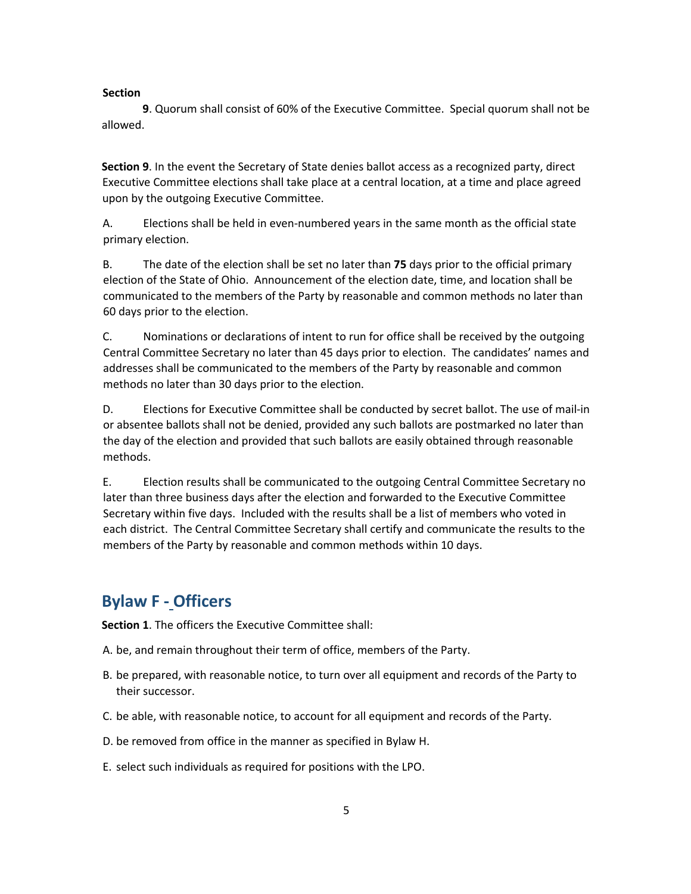**Section**

**9**. Quorum shall consist of 60% of the Executive Committee. Special quorum shall not be allowed.

**Section 9**. In the event the Secretary of State denies ballot access as a recognized party, direct Executive Committee elections shall take place at a central location, at a time and place agreed upon by the outgoing Executive Committee.

A. Elections shall be held in even-numbered years in the same month as the official state primary election.

B. The date of the election shall be set no later than **75** days prior to the official primary election of the State of Ohio. Announcement of the election date, time, and location shall be communicated to the members of the Party by reasonable and common methods no later than 60 days prior to the election.

C. Nominations or declarations of intent to run for office shall be received by the outgoing Central Committee Secretary no later than 45 days prior to election. The candidates' names and addresses shall be communicated to the members of the Party by reasonable and common methods no later than 30 days prior to the election.

D. Elections for Executive Committee shall be conducted by secret ballot. The use of mail-in or absentee ballots shall not be denied, provided any such ballots are postmarked no later than the day of the election and provided that such ballots are easily obtained through reasonable methods.

E. Election results shall be communicated to the outgoing Central Committee Secretary no later than three business days after the election and forwarded to the Executive Committee Secretary within five days. Included with the results shall be a list of members who voted in each district. The Central Committee Secretary shall certify and communicate the results to the members of the Party by reasonable and common methods within 10 days.

## Bylaw F - Officers

**Section 1**. The officers the Executive Committee shall:

A. be, and remain throughout their term of office, members of the Party.

B. be prepared, with reasonable notice, to turn over all equipment and records of the Party to their successor.

C. be able, with reasonable notice, to account for all equipment and records of the Party.

D. be removed from office in the manner as specified in Bylaw H.

E. select such individuals as required for positions with the LPO.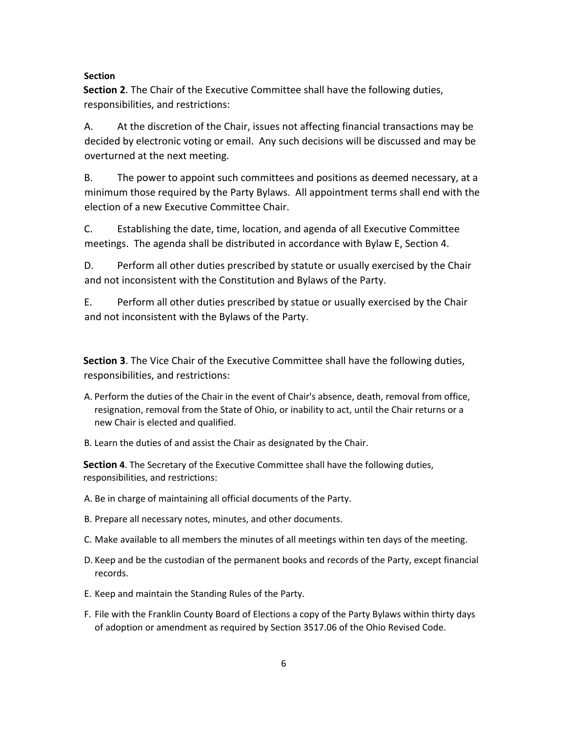**Section**

**Section 2**. The Chair of the Executive Committee shall have the following duties, responsibilities, and restrictions:

A. At the discretion of the Chair, issues not affecting financial transactions may be decided by electronic voting or email. Any such decisions will be discussed and may be overturned at the next meeting.

B. The power to appoint such committees and positions as deemed necessary, at a minimum those required by the Party Bylaws. All appointment terms shall end with the election of a new Executive Committee Chair.

C. Establishing the date, time, location, and agenda of all Executive Committee meetings. The agenda shall be distributed in accordance with Bylaw E, Section 4.

D. Perform all other duties prescribed by statute or usually exercised by the Chair and not inconsistent with the Constitution and Bylaws of the Party.

E. Perform all other duties prescribed by statue or usually exercised by the Chair and not inconsistent with the Bylaws of the Party.

**Section 3**. The Vice Chair of the Executive Committee shall have the following duties, responsibilities, and restrictions:

A. Perform the duties of the Chair in the event of Chair's absence, death, removal from office, resignation, removal from the State of Ohio, or inability to act, until the Chair returns or a new Chair is elected and qualified.

B. Learn the duties of and assist the Chair as designated by the Chair.

**Section 4**. The Secretary of the Executive Committee shall have the following duties, responsibilities, and restrictions:

A. Be in charge of maintaining all official documents of the Party.

B. Prepare all necessary notes, minutes, and other documents.

C. Make available to all members the minutes of all meetings within ten days of the meeting.

D. Keep and be the custodian of the permanent books and records of the Party, except financial records.

E. Keep and maintain the Standing Rules of the Party.

F. File with the Franklin County Board of Elections a copy of the Party Bylaws within thirty days of adoption or amendment as required by Section 3517.06 of the Ohio Revised Code.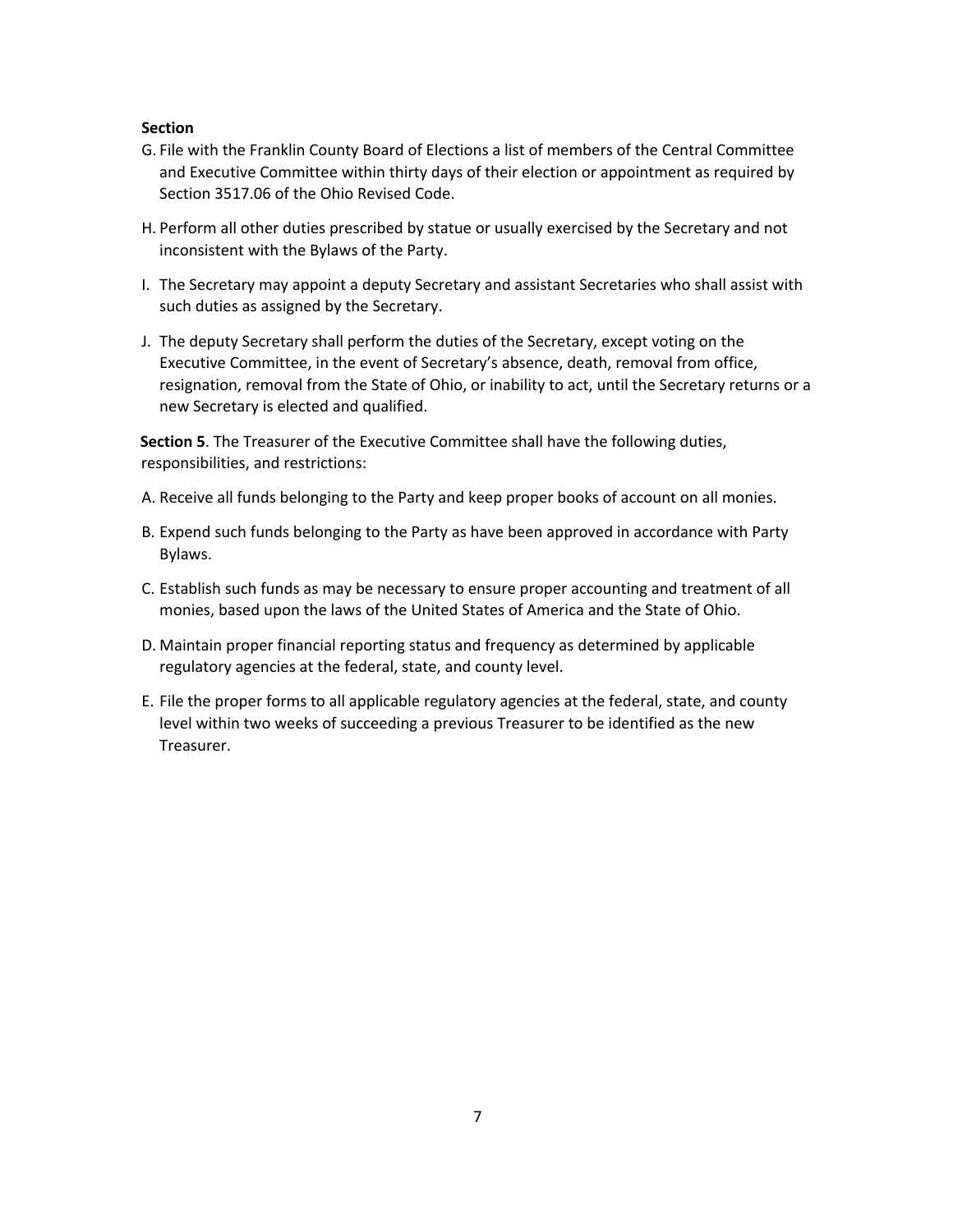**Section**

G. File with the Franklin County Board of Elections a list of members of the Central Committee and Executive Committee within thirty days of their election or appointment as required by Section 3517.06 of the Ohio Revised Code.

H. Perform all other duties prescribed by statue or usually exercised by the Secretary and not inconsistent with the Bylaws of the Party.

I. The Secretary may appoint a deputy Secretary and assistant Secretaries who shall assist with such duties as assigned by the Secretary.

J. The deputy Secretary shall perform the duties of the Secretary, except voting on the Executive Committee, in the event of Secretary's absence, death, removal from office, resignation, removal from the State of Ohio, or inability to act, until the Secretary returns or a new Secretary is elected and qualified.

**Section 5**. The Treasurer of the Executive Committee shall have the following duties, responsibilities, and restrictions:

A. Receive all funds belonging to the Party and keep proper books of account on all monies.

B. Expend such funds belonging to the Party as have been approved in accordance with Party Bylaws.

C. Establish such funds as may be necessary to ensure proper accounting and treatment of all monies, based upon the laws of the United States of America and the State of Ohio.

D. Maintain proper financial reporting status and frequency as determined by applicable regulatory agencies at the federal, state, and county level.

E. File the proper forms to all applicable regulatory agencies at the federal, state, and county level within two weeks of succeeding a previous Treasurer to be identified as the new Treasurer.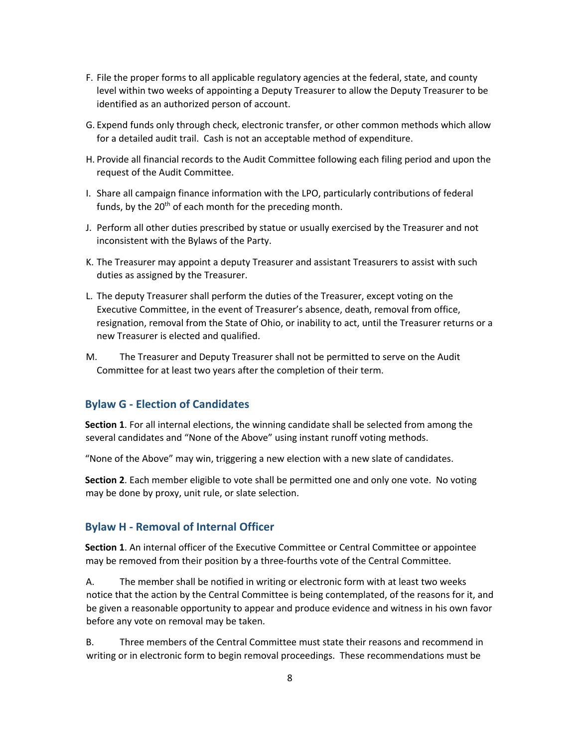F. File the proper forms to all applicable regulatory agencies at the federal, state, and county level within two weeks of appointing a Deputy Treasurer to allow the Deputy Treasurer to be identified as an authorized person of account.

G. Expend funds only through check, electronic transfer, or other common methods which allow for a detailed audit trail. Cash is not an acceptable method of expenditure.

H. Provide all financial records to the Audit Committee following each filing period and upon the request of the Audit Committee.

I. Share all campaign finance information with the LPO, particularly contributions of federal funds, by the 20th of each month for the preceding month.

J. Perform all other duties prescribed by statue or usually exercised by the Treasurer and not inconsistent with the Bylaws of the Party.

K. The Treasurer may appoint a deputy Treasurer and assistant Treasurers to assist with such duties as assigned by the Treasurer.

L. The deputy Treasurer shall perform the duties of the Treasurer, except voting on the Executive Committee, in the event of Treasurer's absence, death, removal from office, resignation, removal from the State of Ohio, or inability to act, until the Treasurer returns or a new Treasurer is elected and qualified.

M. The Treasurer and Deputy Treasurer shall not be permitted to serve on the Audit Committee for at least two years after the completion of their term.

## Bylaw G - Election of Candidates

**Section 1**. For all internal elections, the winning candidate shall be selected from among the several candidates and "None of the Above" using instant runoff voting methods.

"None of the Above" may win, triggering a new election with a new slate of candidates.

**Section 2**. Each member eligible to vote shall be permitted one and only one vote. No voting may be done by proxy, unit rule, or slate selection.

## Bylaw H - Removal of Internal Officer

**Section 1**. An internal officer of the Executive Committee or Central Committee or appointee may be removed from their position by a three-fourths vote of the Central Committee.

A. The member shall be notified in writing or electronic form with at least two weeks notice that the action by the Central Committee is being contemplated, of the reasons for it, and be given a reasonable opportunity to appear and produce evidence and witness in his own favor before any vote on removal may be taken.

B. Three members of the Central Committee must state their reasons and recommend in writing or in electronic form to begin removal proceedings. These recommendations must be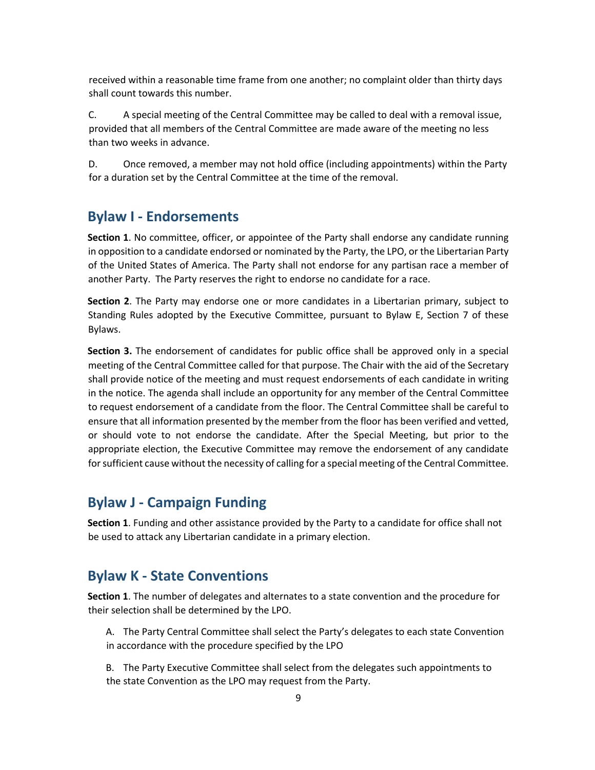received within a reasonable time frame from one another; no complaint older than thirty days shall count towards this number.

C. A special meeting of the Central Committee may be called to deal with a removal issue, provided that all members of the Central Committee are made aware of the meeting no less than two weeks in advance.

D. Once removed, a member may not hold office (including appointments) within the Party for a duration set by the Central Committee at the time of the removal.

## Bylaw I - Endorsements

**Section 1**. No committee, officer, or appointee of the Party shall endorse any candidate running in opposition to a candidate endorsed or nominated by the Party, the LPO, or the Libertarian Party of the United States of America. The Party shall not endorse for any partisan race a member of another Party. The Party reserves the right to endorse no candidate for a race.

**Section 2**. The Party may endorse one or more candidates in a Libertarian primary, subject to Standing Rules adopted by the Executive Committee, pursuant to Bylaw E, Section 7 of these Bylaws.

**Section 3.** The endorsement of candidates for public office shall be approved only in a special meeting of the Central Committee called for that purpose. The Chair with the aid of the Secretary shall provide notice of the meeting and must request endorsements of each candidate in writing in the notice. The agenda shall include an opportunity for any member of the Central Committee to request endorsement of a candidate from the floor. The Central Committee shall be careful to ensure that all information presented by the member from the floor has been verified and vetted, or should vote to not endorse the candidate. After the Special Meeting, but prior to the appropriate election, the Executive Committee may remove the endorsement of any candidate for sufficient cause without the necessity of calling for a special meeting of the Central Committee.

## Bylaw J - Campaign Funding

**Section 1**. Funding and other assistance provided by the Party to a candidate for office shall not be used to attack any Libertarian candidate in a primary election.

## Bylaw K - State Conventions

**Section 1**. The number of delegates and alternates to a state convention and the procedure for their selection shall be determined by the LPO.

A. The Party Central Committee shall select the Party's delegates to each state Convention in accordance with the procedure specified by the LPO

B. The Party Executive Committee shall select from the delegates such appointments to the state Convention as the LPO may request from the Party.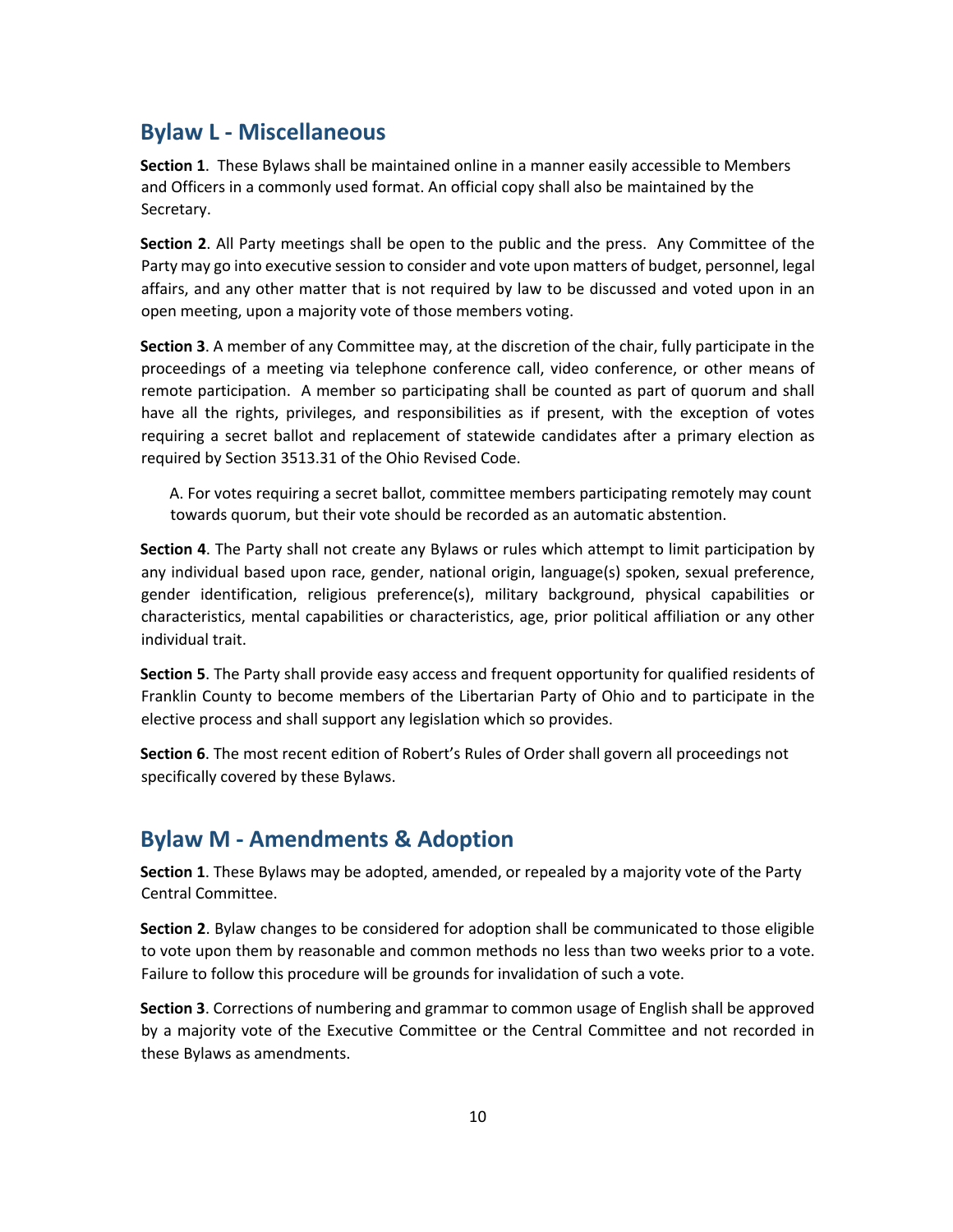## Bylaw L - Miscellaneous

**Section 1**. These Bylaws shall be maintained online in a manner easily accessible to Members and Officers in a commonly used format. An official copy shall also be maintained by the Secretary.

**Section 2**. All Party meetings shall be open to the public and the press. Any Committee of the Party may go into executive session to consider and vote upon matters of budget, personnel, legal affairs, and any other matter that is not required by law to be discussed and voted upon in an open meeting, upon a majority vote of those members voting.

**Section 3**. A member of any Committee may, at the discretion of the chair, fully participate in the proceedings of a meeting via telephone conference call, video conference, or other means of remote participation. A member so participating shall be counted as part of quorum and shall have all the rights, privileges, and responsibilities as if present, with the exception of votes requiring a secret ballot and replacement of statewide candidates after a primary election as required by Section 3513.31 of the Ohio Revised Code.

A. For votes requiring a secret ballot, committee members participating remotely may count towards quorum, but their vote should be recorded as an automatic abstention.

**Section 4**. The Party shall not create any Bylaws or rules which attempt to limit participation by any individual based upon race, gender, national origin, language(s) spoken, sexual preference, gender identification, religious preference(s), military background, physical capabilities or characteristics, mental capabilities or characteristics, age, prior political affiliation or any other individual trait.

**Section 5**. The Party shall provide easy access and frequent opportunity for qualified residents of Franklin County to become members of the Libertarian Party of Ohio and to participate in the elective process and shall support any legislation which so provides.

**Section 6**. The most recent edition of Robert's Rules of Order shall govern all proceedings not specifically covered by these Bylaws.

## Bylaw M - Amendments & Adoption

**Section 1**. These Bylaws may be adopted, amended, or repealed by a majority vote of the Party Central Committee.

**Section 2**. Bylaw changes to be considered for adoption shall be communicated to those eligible to vote upon them by reasonable and common methods no less than two weeks prior to a vote. Failure to follow this procedure will be grounds for invalidation of such a vote.

**Section 3**. Corrections of numbering and grammar to common usage of English shall be approved by a majority vote of the Executive Committee or the Central Committee and not recorded in these Bylaws as amendments.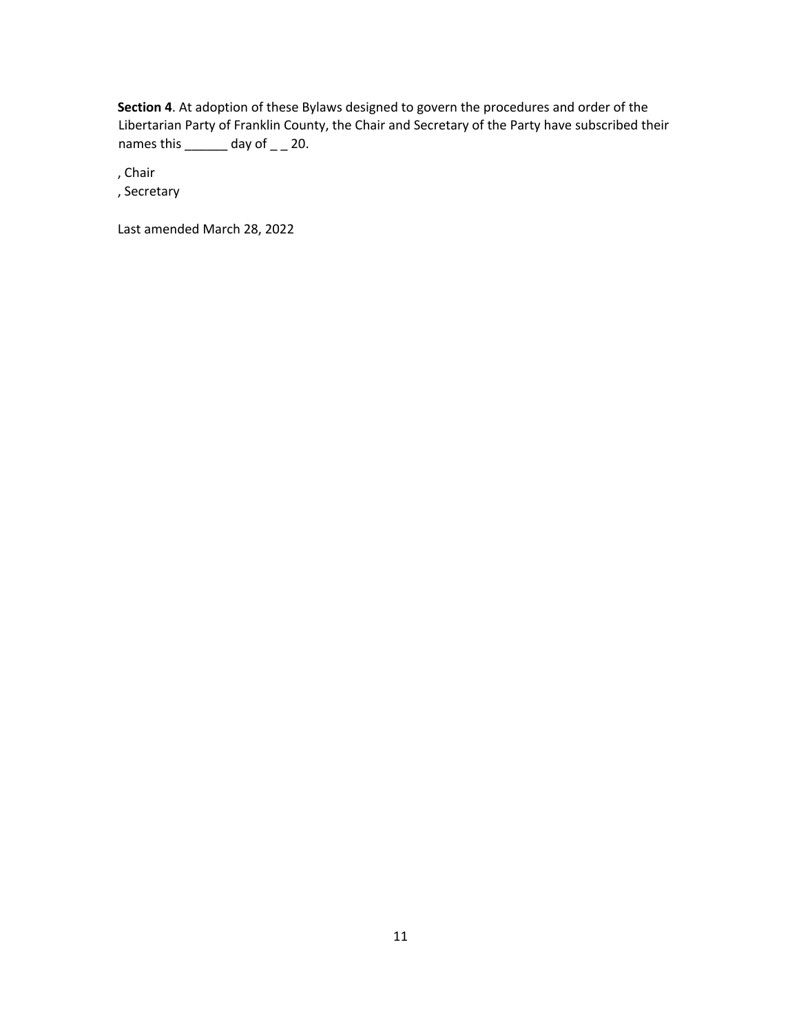**Section 4**. At adoption of these Bylaws designed to govern the procedures and order of the Libertarian Party of Franklin County, the Chair and Secretary of the Party have subscribed their names this ______ day of _ _ 20.

, Chair

, Secretary

Last amended March 28, 2022